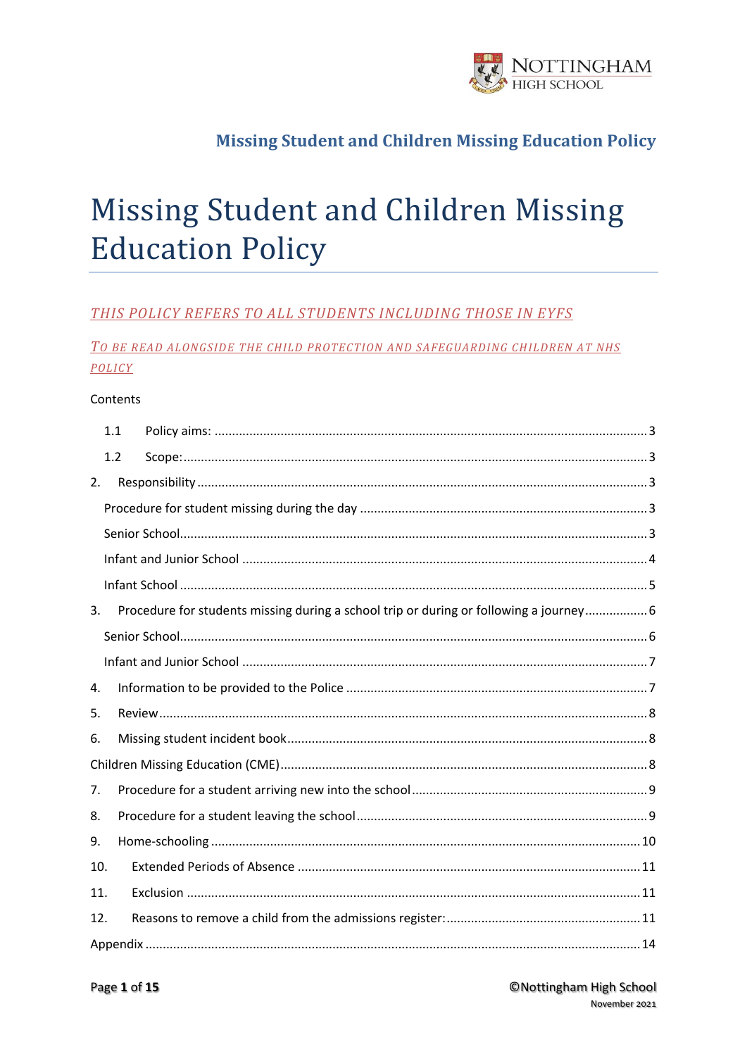# Missing Student and Children Missing Education Policy

*THIS POLICY REFERS TO ALL STUDENTS INCLUDING THOSE IN EYFS*

*TO BE READ ALONGSIDE THE CHILD PROTECTION AND SAFEGUARDING CHILDREN AT NHS POLICY*

Contents

- 1.1 Policy aims: ... 3
- 1.2 Scope: ... 3
- 2. Responsibility ... 3
  - Procedure for student missing during the day ... 3
  - Senior School ... 3
  - Infant and Junior School ... 4
  - Infant School ... 5
- 3. Procedure for students missing during a school trip or during or following a journey ... 6
  - Senior School ... 6
  - Infant and Junior School ... 7
- 4. Information to be provided to the Police ... 7
- 5. Review ... 8
- 6. Missing student incident book ... 8
- Children Missing Education (CME) ... 8
- 7. Procedure for a student arriving new into the school ... 9
- 8. Procedure for a student leaving the school ... 9
- 9. Home-schooling ... 10
- 10. Extended Periods of Absence ... 11
- 11. Exclusion ... 11
- 12. Reasons to remove a child from the admissions register: ... 11
- Appendix ... 14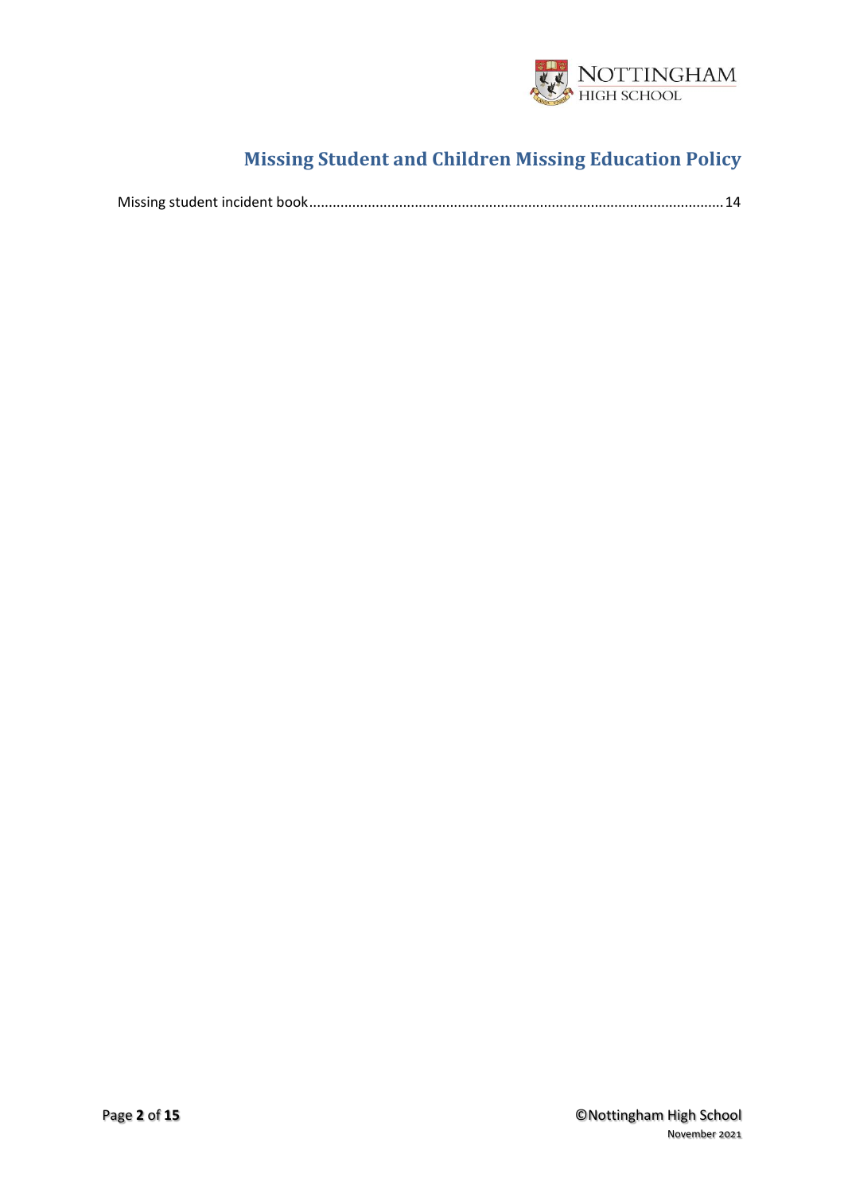Missing student incident book....................................................................................................14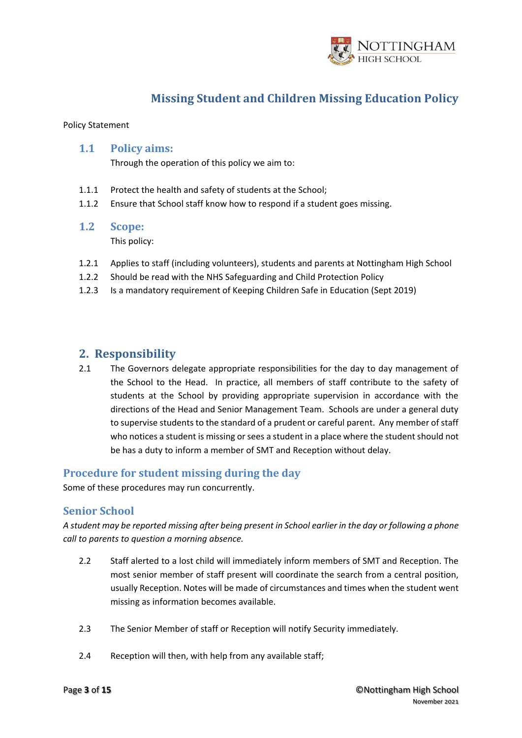# Missing Student and Children Missing Education Policy

Policy Statement

## 1.1 Policy aims:

Through the operation of this policy we aim to:

1.1.1 Protect the health and safety of students at the School;

1.1.2 Ensure that School staff know how to respond if a student goes missing.

## 1.2 Scope:

This policy:

1.2.1 Applies to staff (including volunteers), students and parents at Nottingham High School

1.2.2 Should be read with the NHS Safeguarding and Child Protection Policy

1.2.3 Is a mandatory requirement of Keeping Children Safe in Education (Sept 2019)

## 2. Responsibility

2.1 The Governors delegate appropriate responsibilities for the day to day management of the School to the Head. In practice, all members of staff contribute to the safety of students at the School by providing appropriate supervision in accordance with the directions of the Head and Senior Management Team. Schools are under a general duty to supervise students to the standard of a prudent or careful parent. Any member of staff who notices a student is missing or sees a student in a place where the student should not be has a duty to inform a member of SMT and Reception without delay.

## Procedure for student missing during the day

Some of these procedures may run concurrently.

### Senior School

*A student may be reported missing after being present in School earlier in the day or following a phone call to parents to question a morning absence.*

2.2 Staff alerted to a lost child will immediately inform members of SMT and Reception. The most senior member of staff present will coordinate the search from a central position, usually Reception. Notes will be made of circumstances and times when the student went missing as information becomes available.

2.3 The Senior Member of staff or Reception will notify Security immediately.

2.4 Reception will then, with help from any available staff;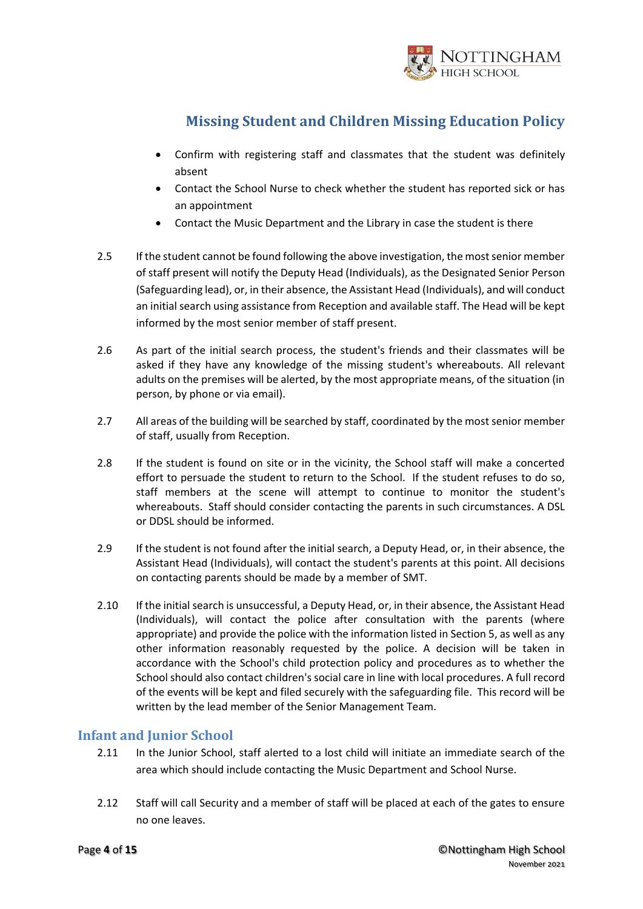- Confirm with registering staff and classmates that the student was definitely absent
- Contact the School Nurse to check whether the student has reported sick or has an appointment
- Contact the Music Department and the Library in case the student is there

2.5 If the student cannot be found following the above investigation, the most senior member of staff present will notify the Deputy Head (Individuals), as the Designated Senior Person (Safeguarding lead), or, in their absence, the Assistant Head (Individuals), and will conduct an initial search using assistance from Reception and available staff. The Head will be kept informed by the most senior member of staff present.

2.6 As part of the initial search process, the student's friends and their classmates will be asked if they have any knowledge of the missing student's whereabouts. All relevant adults on the premises will be alerted, by the most appropriate means, of the situation (in person, by phone or via email).

2.7 All areas of the building will be searched by staff, coordinated by the most senior member of staff, usually from Reception.

2.8 If the student is found on site or in the vicinity, the School staff will make a concerted effort to persuade the student to return to the School. If the student refuses to do so, staff members at the scene will attempt to continue to monitor the student's whereabouts. Staff should consider contacting the parents in such circumstances. A DSL or DDSL should be informed.

2.9 If the student is not found after the initial search, a Deputy Head, or, in their absence, the Assistant Head (Individuals), will contact the student's parents at this point. All decisions on contacting parents should be made by a member of SMT.

2.10 If the initial search is unsuccessful, a Deputy Head, or, in their absence, the Assistant Head (Individuals), will contact the police after consultation with the parents (where appropriate) and provide the police with the information listed in Section 5, as well as any other information reasonably requested by the police. A decision will be taken in accordance with the School's child protection policy and procedures as to whether the School should also contact children's social care in line with local procedures. A full record of the events will be kept and filed securely with the safeguarding file. This record will be written by the lead member of the Senior Management Team.

## Infant and Junior School

2.11 In the Junior School, staff alerted to a lost child will initiate an immediate search of the area which should include contacting the Music Department and School Nurse.

2.12 Staff will call Security and a member of staff will be placed at each of the gates to ensure no one leaves.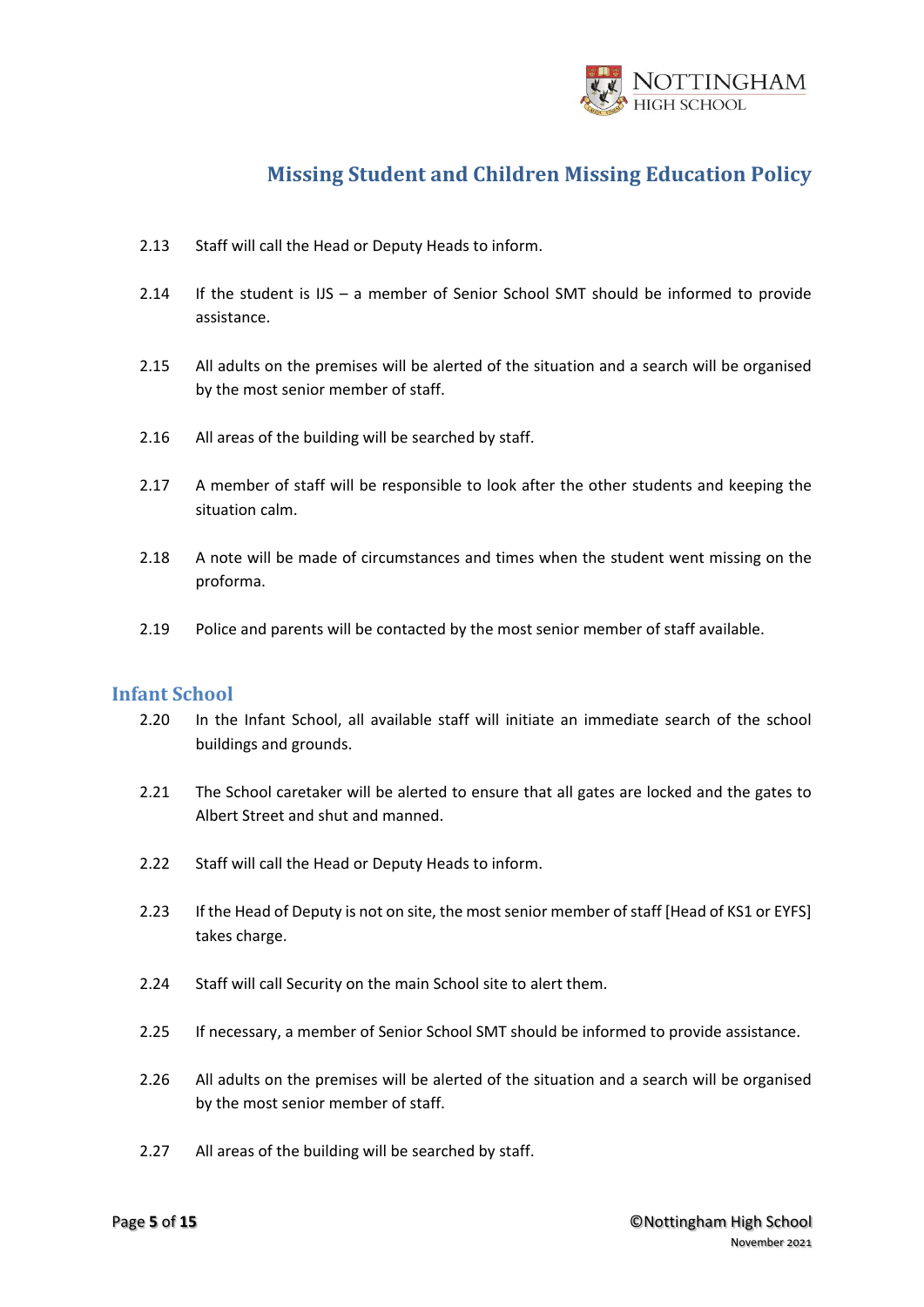2.13 Staff will call the Head or Deputy Heads to inform.

2.14 If the student is IJS – a member of Senior School SMT should be informed to provide assistance.

2.15 All adults on the premises will be alerted of the situation and a search will be organised by the most senior member of staff.

2.16 All areas of the building will be searched by staff.

2.17 A member of staff will be responsible to look after the other students and keeping the situation calm.

2.18 A note will be made of circumstances and times when the student went missing on the proforma.

2.19 Police and parents will be contacted by the most senior member of staff available.

## Infant School

2.20 In the Infant School, all available staff will initiate an immediate search of the school buildings and grounds.

2.21 The School caretaker will be alerted to ensure that all gates are locked and the gates to Albert Street and shut and manned.

2.22 Staff will call the Head or Deputy Heads to inform.

2.23 If the Head of Deputy is not on site, the most senior member of staff [Head of KS1 or EYFS] takes charge.

2.24 Staff will call Security on the main School site to alert them.

2.25 If necessary, a member of Senior School SMT should be informed to provide assistance.

2.26 All adults on the premises will be alerted of the situation and a search will be organised by the most senior member of staff.

2.27 All areas of the building will be searched by staff.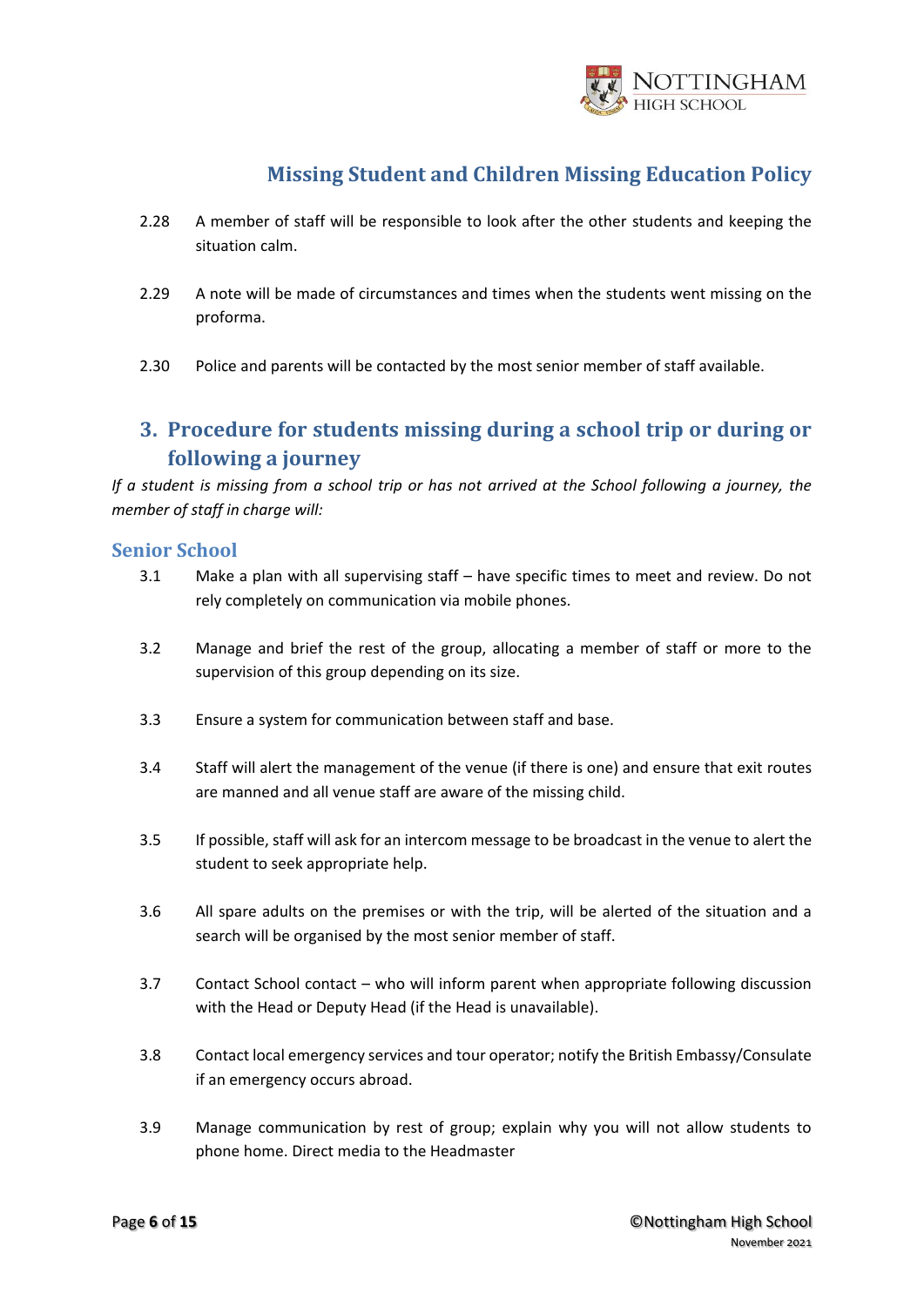2.28 A member of staff will be responsible to look after the other students and keeping the situation calm.

2.29 A note will be made of circumstances and times when the students went missing on the proforma.

2.30 Police and parents will be contacted by the most senior member of staff available.

## 3. Procedure for students missing during a school trip or during or following a journey

*If a student is missing from a school trip or has not arrived at the School following a journey, the member of staff in charge will:*

### Senior School

3.1 Make a plan with all supervising staff – have specific times to meet and review. Do not rely completely on communication via mobile phones.

3.2 Manage and brief the rest of the group, allocating a member of staff or more to the supervision of this group depending on its size.

3.3 Ensure a system for communication between staff and base.

3.4 Staff will alert the management of the venue (if there is one) and ensure that exit routes are manned and all venue staff are aware of the missing child.

3.5 If possible, staff will ask for an intercom message to be broadcast in the venue to alert the student to seek appropriate help.

3.6 All spare adults on the premises or with the trip, will be alerted of the situation and a search will be organised by the most senior member of staff.

3.7 Contact School contact – who will inform parent when appropriate following discussion with the Head or Deputy Head (if the Head is unavailable).

3.8 Contact local emergency services and tour operator; notify the British Embassy/Consulate if an emergency occurs abroad.

3.9 Manage communication by rest of group; explain why you will not allow students to phone home. Direct media to the Headmaster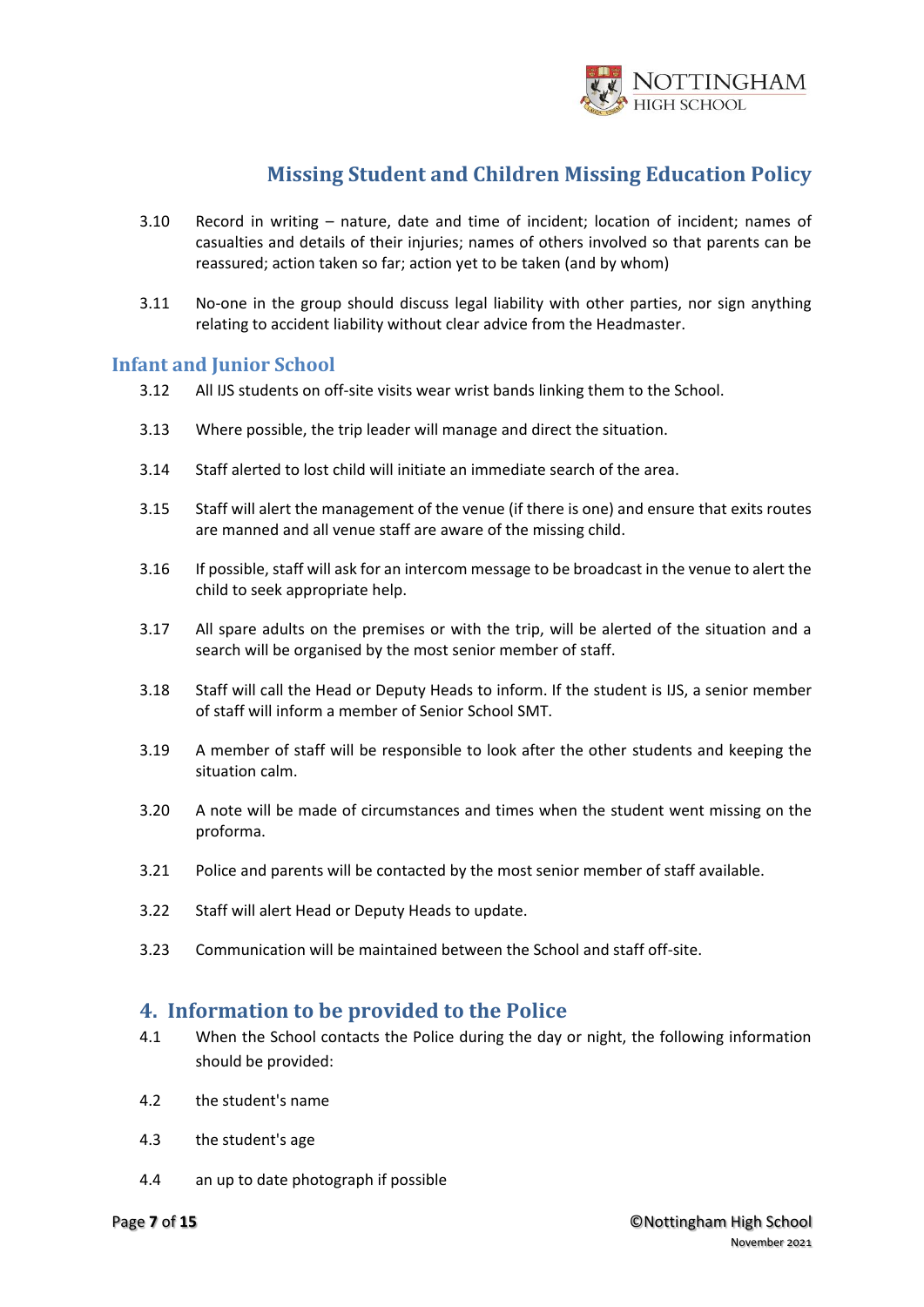3.10 Record in writing – nature, date and time of incident; location of incident; names of casualties and details of their injuries; names of others involved so that parents can be reassured; action taken so far; action yet to be taken (and by whom)

3.11 No-one in the group should discuss legal liability with other parties, nor sign anything relating to accident liability without clear advice from the Headmaster.

### Infant and Junior School

3.12 All IJS students on off-site visits wear wrist bands linking them to the School.

3.13 Where possible, the trip leader will manage and direct the situation.

3.14 Staff alerted to lost child will initiate an immediate search of the area.

3.15 Staff will alert the management of the venue (if there is one) and ensure that exits routes are manned and all venue staff are aware of the missing child.

3.16 If possible, staff will ask for an intercom message to be broadcast in the venue to alert the child to seek appropriate help.

3.17 All spare adults on the premises or with the trip, will be alerted of the situation and a search will be organised by the most senior member of staff.

3.18 Staff will call the Head or Deputy Heads to inform. If the student is IJS, a senior member of staff will inform a member of Senior School SMT.

3.19 A member of staff will be responsible to look after the other students and keeping the situation calm.

3.20 A note will be made of circumstances and times when the student went missing on the proforma.

3.21 Police and parents will be contacted by the most senior member of staff available.

3.22 Staff will alert Head or Deputy Heads to update.

3.23 Communication will be maintained between the School and staff off-site.

## 4. Information to be provided to the Police

4.1 When the School contacts the Police during the day or night, the following information should be provided:

4.2 the student's name

4.3 the student's age

4.4 an up to date photograph if possible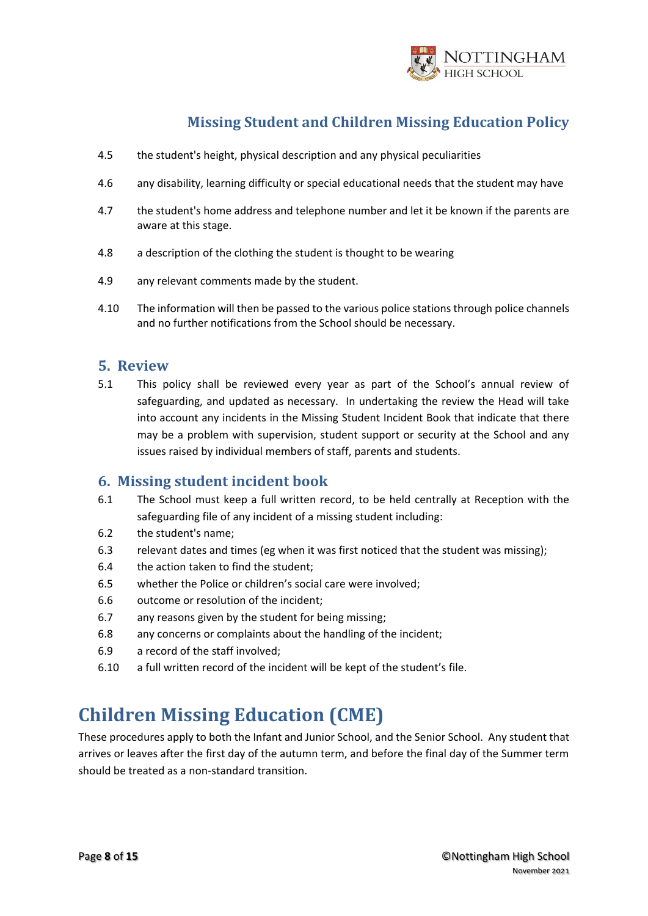4.5 the student's height, physical description and any physical peculiarities

4.6 any disability, learning difficulty or special educational needs that the student may have

4.7 the student's home address and telephone number and let it be known if the parents are aware at this stage.

4.8 a description of the clothing the student is thought to be wearing

4.9 any relevant comments made by the student.

4.10 The information will then be passed to the various police stations through police channels and no further notifications from the School should be necessary.

## 5. Review

5.1 This policy shall be reviewed every year as part of the School's annual review of safeguarding, and updated as necessary. In undertaking the review the Head will take into account any incidents in the Missing Student Incident Book that indicate that there may be a problem with supervision, student support or security at the School and any issues raised by individual members of staff, parents and students.

## 6. Missing student incident book

6.1 The School must keep a full written record, to be held centrally at Reception with the safeguarding file of any incident of a missing student including:

6.2 the student's name;

6.3 relevant dates and times (eg when it was first noticed that the student was missing);

6.4 the action taken to find the student;

6.5 whether the Police or children's social care were involved;

6.6 outcome or resolution of the incident;

6.7 any reasons given by the student for being missing;

6.8 any concerns or complaints about the handling of the incident;

6.9 a record of the staff involved;

6.10 a full written record of the incident will be kept of the student's file.

# Children Missing Education (CME)

These procedures apply to both the Infant and Junior School, and the Senior School. Any student that arrives or leaves after the first day of the autumn term, and before the final day of the Summer term should be treated as a non-standard transition.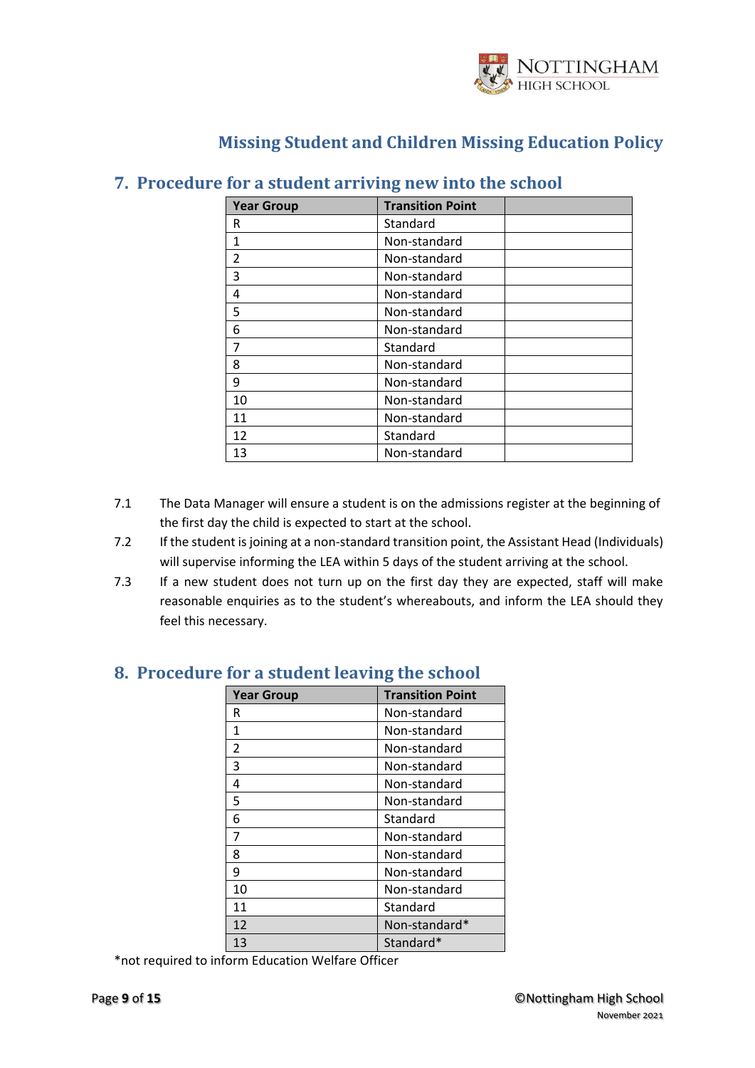## 7. Procedure for a student arriving new into the school

| Year Group | Transition Point | |
|---|---|---|
| R | Standard | |
| 1 | Non-standard | |
| 2 | Non-standard | |
| 3 | Non-standard | |
| 4 | Non-standard | |
| 5 | Non-standard | |
| 6 | Non-standard | |
| 7 | Standard | |
| 8 | Non-standard | |
| 9 | Non-standard | |
| 10 | Non-standard | |
| 11 | Non-standard | |
| 12 | Standard | |
| 13 | Non-standard | |

7.1 The Data Manager will ensure a student is on the admissions register at the beginning of the first day the child is expected to start at the school.

7.2 If the student is joining at a non-standard transition point, the Assistant Head (Individuals) will supervise informing the LEA within 5 days of the student arriving at the school.

7.3 If a new student does not turn up on the first day they are expected, staff will make reasonable enquiries as to the student's whereabouts, and inform the LEA should they feel this necessary.

## 8. Procedure for a student leaving the school

| Year Group | Transition Point |
|---|---|
| R | Non-standard |
| 1 | Non-standard |
| 2 | Non-standard |
| 3 | Non-standard |
| 4 | Non-standard |
| 5 | Non-standard |
| 6 | Standard |
| 7 | Non-standard |
| 8 | Non-standard |
| 9 | Non-standard |
| 10 | Non-standard |
| 11 | Standard |
| 12 | Non-standard* |
| 13 | Standard* |

*not required to inform Education Welfare Officer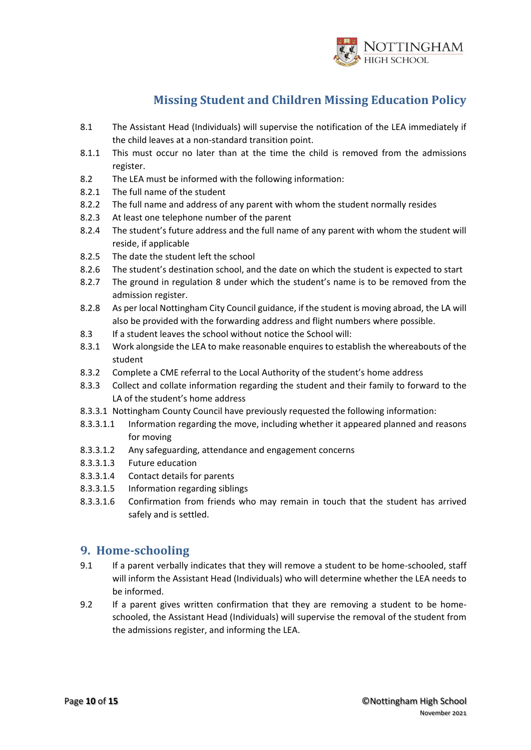8.1 The Assistant Head (Individuals) will supervise the notification of the LEA immediately if the child leaves at a non-standard transition point.

8.1.1 This must occur no later than at the time the child is removed from the admissions register.

8.2 The LEA must be informed with the following information:

8.2.1 The full name of the student

8.2.2 The full name and address of any parent with whom the student normally resides

8.2.3 At least one telephone number of the parent

8.2.4 The student's future address and the full name of any parent with whom the student will reside, if applicable

8.2.5 The date the student left the school

8.2.6 The student's destination school, and the date on which the student is expected to start

8.2.7 The ground in regulation 8 under which the student's name is to be removed from the admission register.

8.2.8 As per local Nottingham City Council guidance, if the student is moving abroad, the LA will also be provided with the forwarding address and flight numbers where possible.

8.3 If a student leaves the school without notice the School will:

8.3.1 Work alongside the LEA to make reasonable enquires to establish the whereabouts of the student

8.3.2 Complete a CME referral to the Local Authority of the student's home address

8.3.3 Collect and collate information regarding the student and their family to forward to the LA of the student's home address

8.3.3.1 Nottingham County Council have previously requested the following information:

8.3.3.1.1 Information regarding the move, including whether it appeared planned and reasons for moving

8.3.3.1.2 Any safeguarding, attendance and engagement concerns

8.3.3.1.3 Future education

8.3.3.1.4 Contact details for parents

8.3.3.1.5 Information regarding siblings

8.3.3.1.6 Confirmation from friends who may remain in touch that the student has arrived safely and is settled.

## 9. Home-schooling

9.1 If a parent verbally indicates that they will remove a student to be home-schooled, staff will inform the Assistant Head (Individuals) who will determine whether the LEA needs to be informed.

9.2 If a parent gives written confirmation that they are removing a student to be home-schooled, the Assistant Head (Individuals) will supervise the removal of the student from the admissions register, and informing the LEA.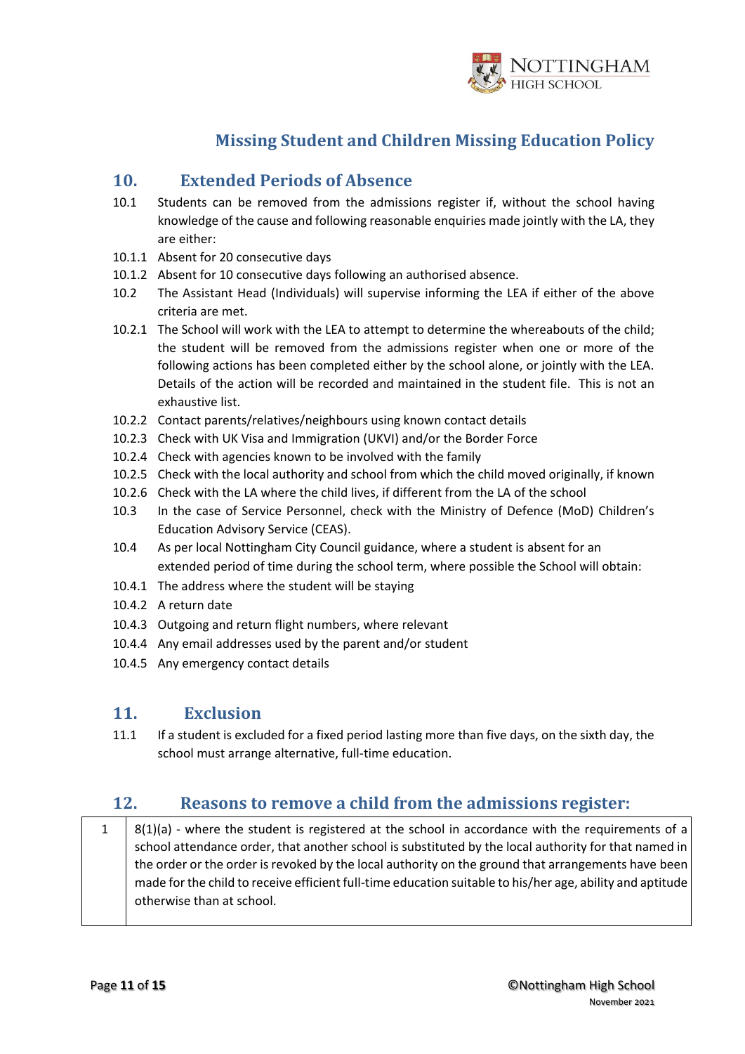# Missing Student and Children Missing Education Policy

## 10. Extended Periods of Absence

10.1 Students can be removed from the admissions register if, without the school having knowledge of the cause and following reasonable enquiries made jointly with the LA, they are either:

10.1.1 Absent for 20 consecutive days

10.1.2 Absent for 10 consecutive days following an authorised absence.

10.2 The Assistant Head (Individuals) will supervise informing the LEA if either of the above criteria are met.

10.2.1 The School will work with the LEA to attempt to determine the whereabouts of the child; the student will be removed from the admissions register when one or more of the following actions has been completed either by the school alone, or jointly with the LEA. Details of the action will be recorded and maintained in the student file. This is not an exhaustive list.

10.2.2 Contact parents/relatives/neighbours using known contact details

10.2.3 Check with UK Visa and Immigration (UKVI) and/or the Border Force

10.2.4 Check with agencies known to be involved with the family

10.2.5 Check with the local authority and school from which the child moved originally, if known

10.2.6 Check with the LA where the child lives, if different from the LA of the school

10.3 In the case of Service Personnel, check with the Ministry of Defence (MoD) Children's Education Advisory Service (CEAS).

10.4 As per local Nottingham City Council guidance, where a student is absent for an extended period of time during the school term, where possible the School will obtain:

10.4.1 The address where the student will be staying

10.4.2 A return date

10.4.3 Outgoing and return flight numbers, where relevant

10.4.4 Any email addresses used by the parent and/or student

10.4.5 Any emergency contact details

## 11. Exclusion

11.1 If a student is excluded for a fixed period lasting more than five days, on the sixth day, the school must arrange alternative, full-time education.

## 12. Reasons to remove a child from the admissions register:

| | |
|---|---|
| 1 | 8(1)(a) - where the student is registered at the school in accordance with the requirements of a school attendance order, that another school is substituted by the local authority for that named in the order or the order is revoked by the local authority on the ground that arrangements have been made for the child to receive efficient full-time education suitable to his/her age, ability and aptitude otherwise than at school. |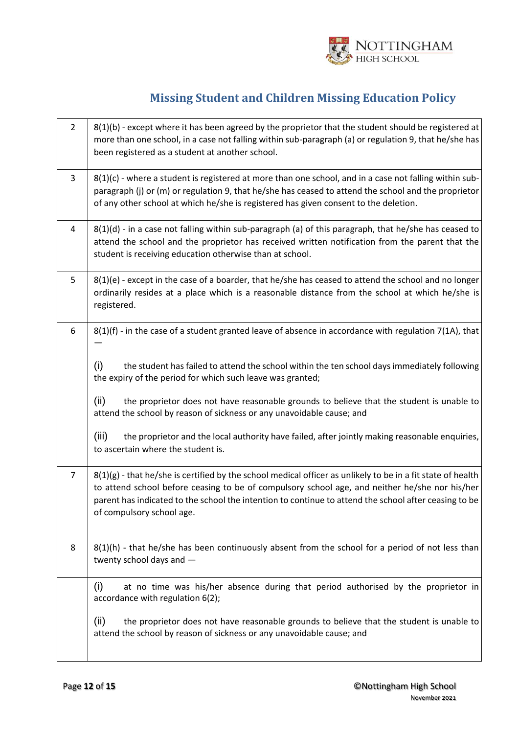# Missing Student and Children Missing Education Policy

| | |
|---|---|
| 2 | 8(1)(b) - except where it has been agreed by the proprietor that the student should be registered at more than one school, in a case not falling within sub-paragraph (a) or regulation 9, that he/she has been registered as a student at another school. |
| 3 | 8(1)(c) - where a student is registered at more than one school, and in a case not falling within sub-paragraph (j) or (m) or regulation 9, that he/she has ceased to attend the school and the proprietor of any other school at which he/she is registered has given consent to the deletion. |
| 4 | 8(1)(d) - in a case not falling within sub-paragraph (a) of this paragraph, that he/she has ceased to attend the school and the proprietor has received written notification from the parent that the student is receiving education otherwise than at school. |
| 5 | 8(1)(e) - except in the case of a boarder, that he/she has ceased to attend the school and no longer ordinarily resides at a place which is a reasonable distance from the school at which he/she is registered. |
| 6 | 8(1)(f) - in the case of a student granted leave of absence in accordance with regulation 7(1A), that —<br><br>(i) the student has failed to attend the school within the ten school days immediately following the expiry of the period for which such leave was granted;<br><br>(ii) the proprietor does not have reasonable grounds to believe that the student is unable to attend the school by reason of sickness or any unavoidable cause; and<br><br>(iii) the proprietor and the local authority have failed, after jointly making reasonable enquiries, to ascertain where the student is. |
| 7 | 8(1)(g) - that he/she is certified by the school medical officer as unlikely to be in a fit state of health to attend school before ceasing to be of compulsory school age, and neither he/she nor his/her parent has indicated to the school the intention to continue to attend the school after ceasing to be of compulsory school age. |
| 8 | 8(1)(h) - that he/she has been continuously absent from the school for a period of not less than twenty school days and — |
| | (i) at no time was his/her absence during that period authorised by the proprietor in accordance with regulation 6(2);<br><br>(ii) the proprietor does not have reasonable grounds to believe that the student is unable to attend the school by reason of sickness or any unavoidable cause; and |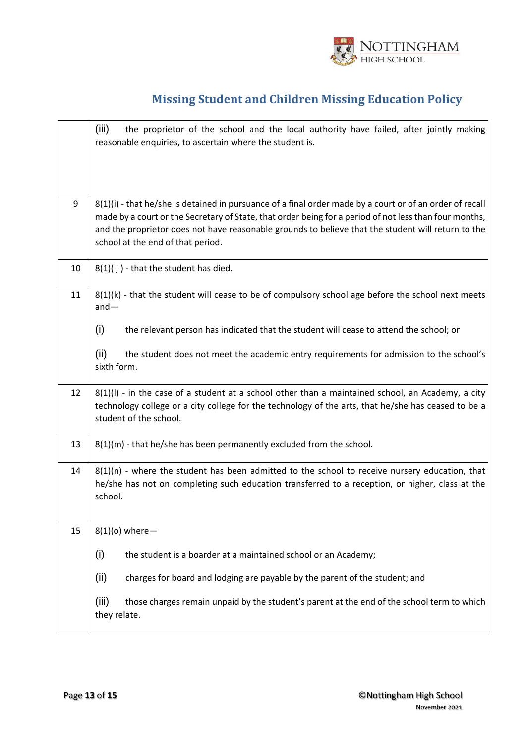| | |
|---|---|
| | (iii) the proprietor of the school and the local authority have failed, after jointly making reasonable enquiries, to ascertain where the student is. |
| 9 | 8(1)(i) - that he/she is detained in pursuance of a final order made by a court or of an order of recall made by a court or the Secretary of State, that order being for a period of not less than four months, and the proprietor does not have reasonable grounds to believe that the student will return to the school at the end of that period. |
| 10 | 8(1)( j ) - that the student has died. |
| 11 | 8(1)(k) - that the student will cease to be of compulsory school age before the school next meets and— <br><br> (i) the relevant person has indicated that the student will cease to attend the school; or <br><br> (ii) the student does not meet the academic entry requirements for admission to the school's sixth form. |
| 12 | 8(1)(l) - in the case of a student at a school other than a maintained school, an Academy, a city technology college or a city college for the technology of the arts, that he/she has ceased to be a student of the school. |
| 13 | 8(1)(m) - that he/she has been permanently excluded from the school. |
| 14 | 8(1)(n) - where the student has been admitted to the school to receive nursery education, that he/she has not on completing such education transferred to a reception, or higher, class at the school. |
| 15 | 8(1)(o) where— <br><br> (i) the student is a boarder at a maintained school or an Academy; <br><br> (ii) charges for board and lodging are payable by the parent of the student; and <br><br> (iii) those charges remain unpaid by the student's parent at the end of the school term to which they relate. |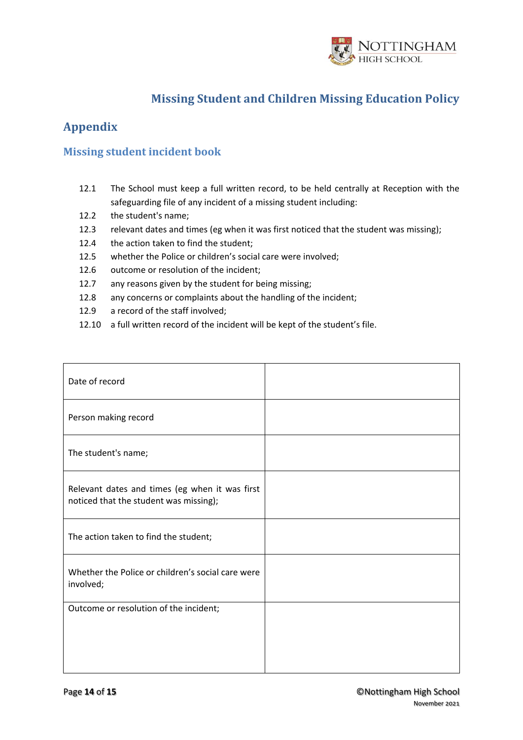## Missing Student and Children Missing Education Policy

# Appendix

## Missing student incident book

12.1 The School must keep a full written record, to be held centrally at Reception with the safeguarding file of any incident of a missing student including:

12.2 the student's name;

12.3 relevant dates and times (eg when it was first noticed that the student was missing);

12.4 the action taken to find the student;

12.5 whether the Police or children's social care were involved;

12.6 outcome or resolution of the incident;

12.7 any reasons given by the student for being missing;

12.8 any concerns or complaints about the handling of the incident;

12.9 a record of the staff involved;

12.10 a full written record of the incident will be kept of the student's file.

| | |
|---|---|
| Date of record | |
| Person making record | |
| The student's name; | |
| Relevant dates and times (eg when it was first noticed that the student was missing); | |
| The action taken to find the student; | |
| Whether the Police or children's social care were involved; | |
| Outcome or resolution of the incident; | |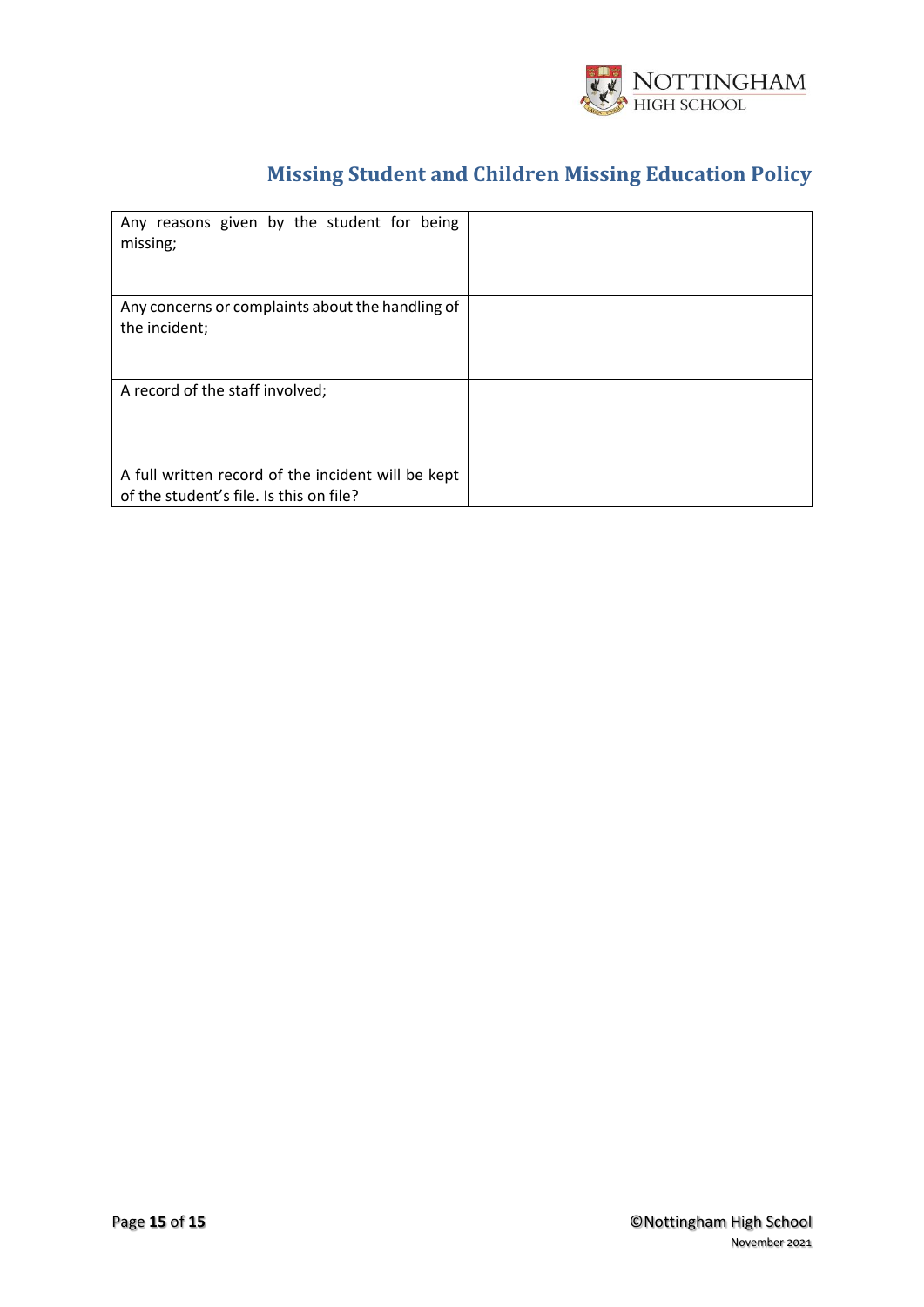| | |
|---|---|
| Any reasons given by the student for being missing; | |
| Any concerns or complaints about the handling of the incident; | |
| A record of the staff involved; | |
| A full written record of the incident will be kept of the student's file. Is this on file? | |